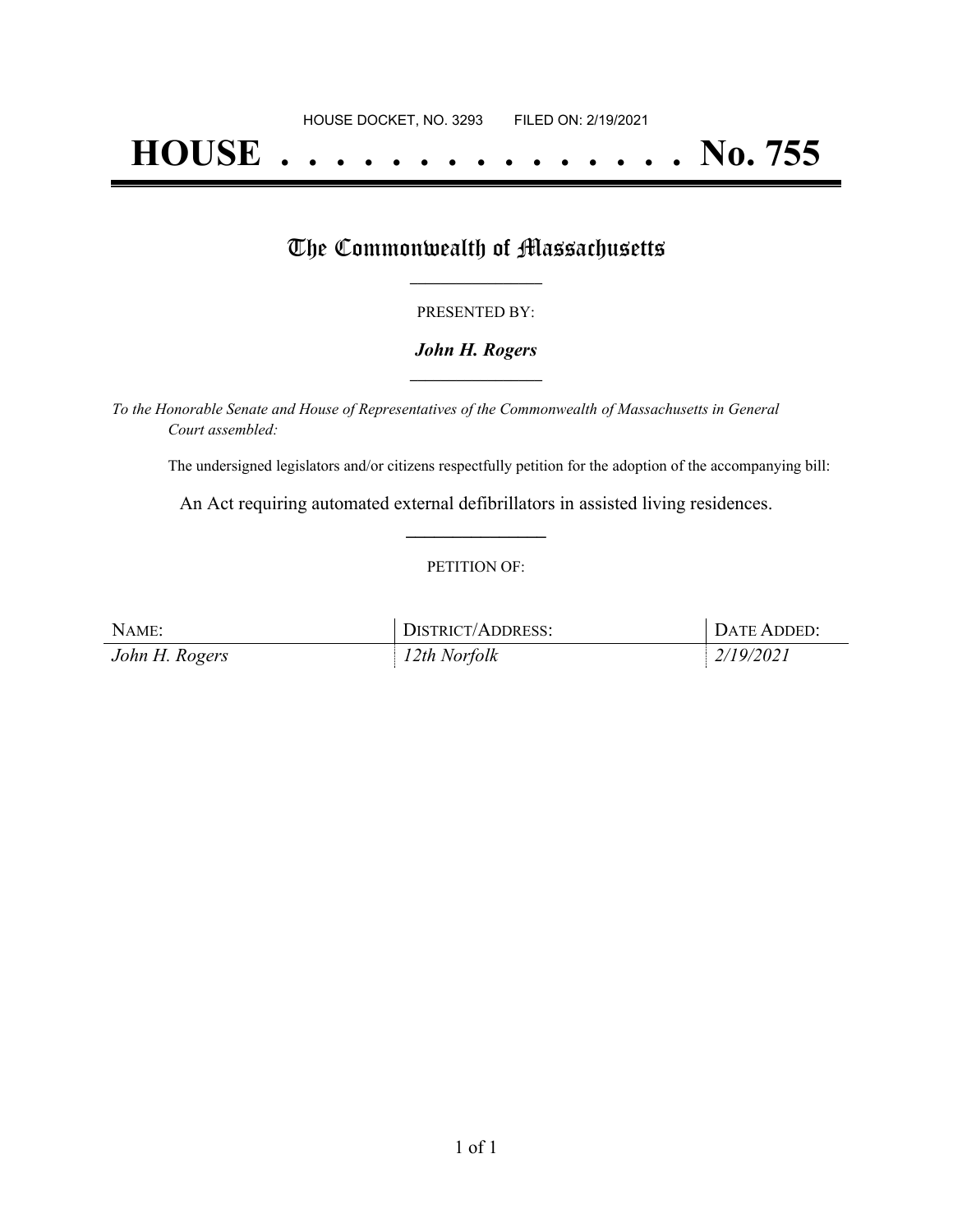HOUSE DOCKET, NO. 3293 FILED ON: 2/19/2021

# HOUSE . . . . . . . . . . . . . . . No. 755

## The Commonwealth of Massachusetts

PRESENTED BY:

***John H. Rogers***

*To the Honorable Senate and House of Representatives of the Commonwealth of Massachusetts in General Court assembled:*

The undersigned legislators and/or citizens respectfully petition for the adoption of the accompanying bill:

An Act requiring automated external defibrillators in assisted living residences.

PETITION OF:

| NAME: | DISTRICT/ADDRESS: | DATE ADDED: |
| --- | --- | --- |
| *John H. Rogers* | *12th Norfolk* | *2/19/2021* |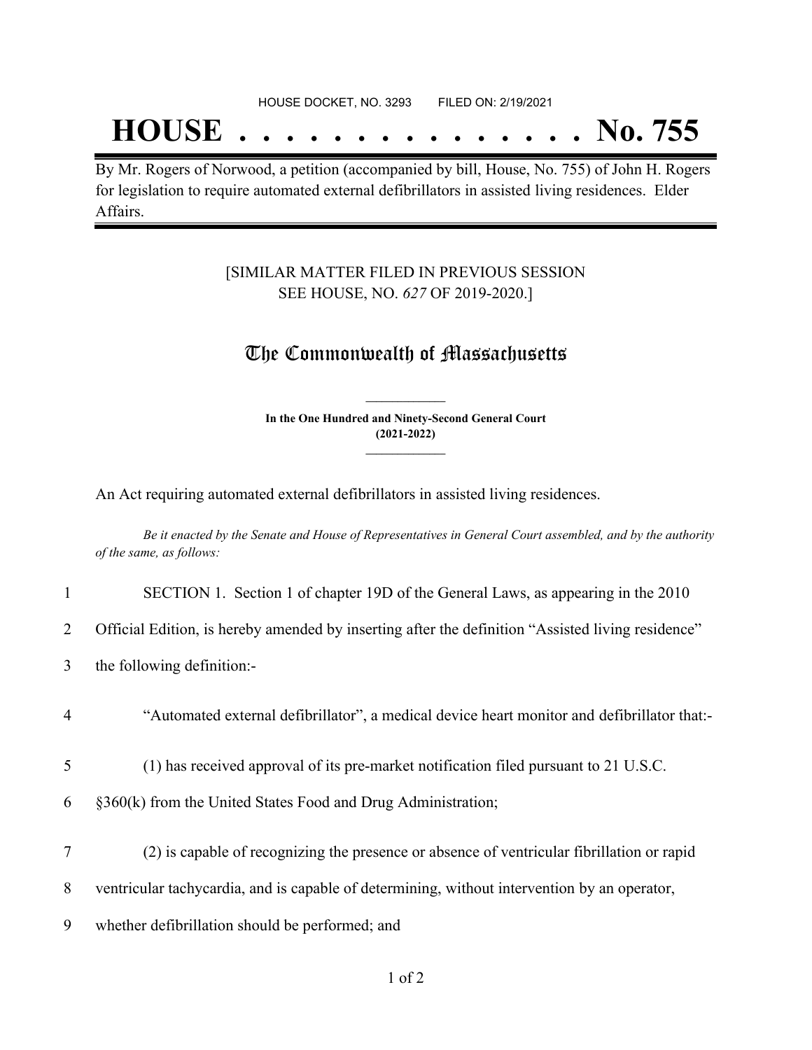HOUSE DOCKET, NO. 3293 FILED ON: 2/19/2021

# HOUSE . . . . . . . . . . . . . . . No. 755

By Mr. Rogers of Norwood, a petition (accompanied by bill, House, No. 755) of John H. Rogers for legislation to require automated external defibrillators in assisted living residences. Elder Affairs.

[SIMILAR MATTER FILED IN PREVIOUS SESSION SEE HOUSE, NO. *627* OF 2019-2020.]

## The Commonwealth of Massachusetts

**In the One Hundred and Ninety-Second General Court (2021-2022)**

An Act requiring automated external defibrillators in assisted living residences.

*Be it enacted by the Senate and House of Representatives in General Court assembled, and by the authority of the same, as follows:*

1 SECTION 1. Section 1 of chapter 19D of the General Laws, as appearing in the 2010
2 Official Edition, is hereby amended by inserting after the definition "Assisted living residence"
3 the following definition:-

4 "Automated external defibrillator", a medical device heart monitor and defibrillator that:-

5 (1) has received approval of its pre-market notification filed pursuant to 21 U.S.C.
6 §360(k) from the United States Food and Drug Administration;

7 (2) is capable of recognizing the presence or absence of ventricular fibrillation or rapid
8 ventricular tachycardia, and is capable of determining, without intervention by an operator,
9 whether defibrillation should be performed; and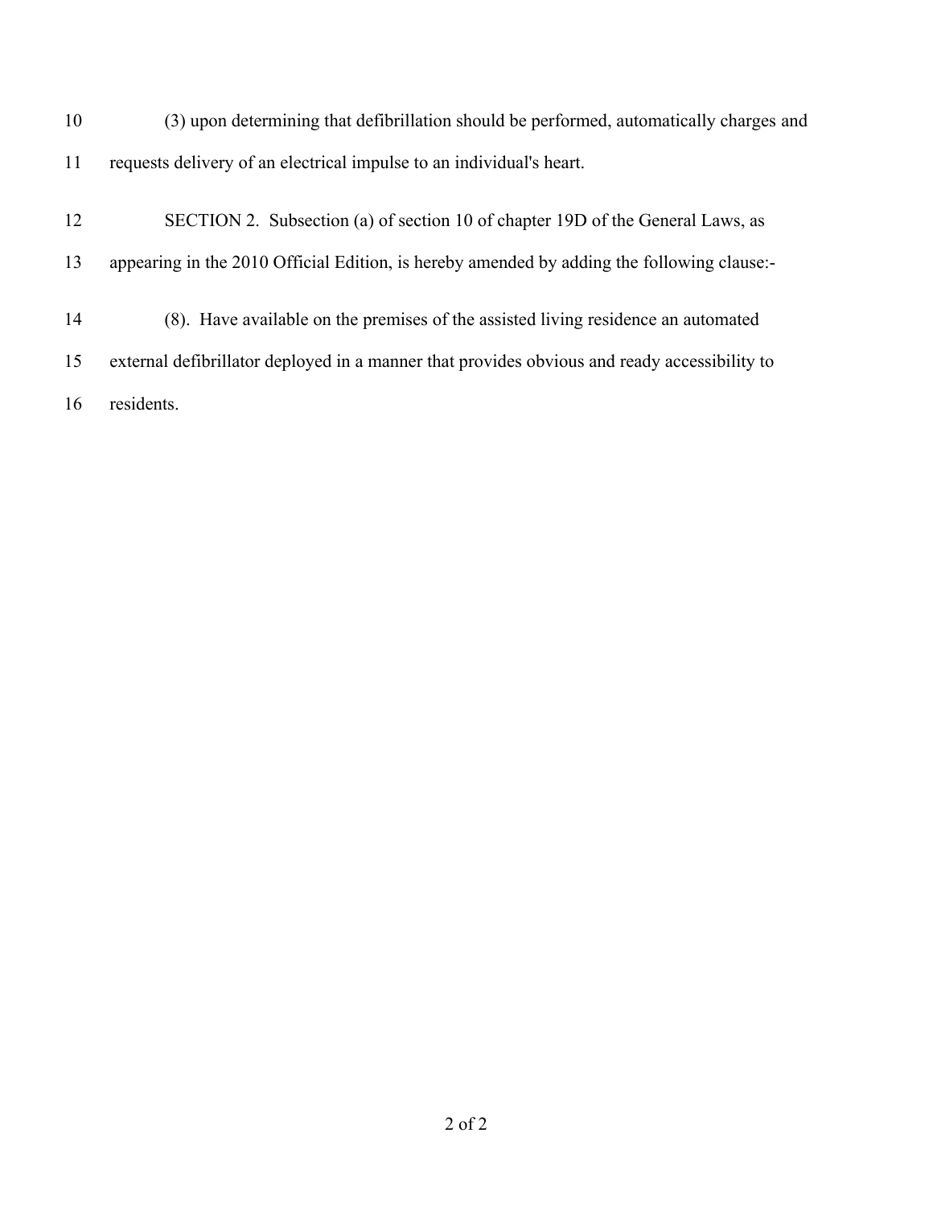(3) upon determining that defibrillation should be performed, automatically charges and requests delivery of an electrical impulse to an individual's heart.

SECTION 2. Subsection (a) of section 10 of chapter 19D of the General Laws, as appearing in the 2010 Official Edition, is hereby amended by adding the following clause:-

(8). Have available on the premises of the assisted living residence an automated external defibrillator deployed in a manner that provides obvious and ready accessibility to residents.